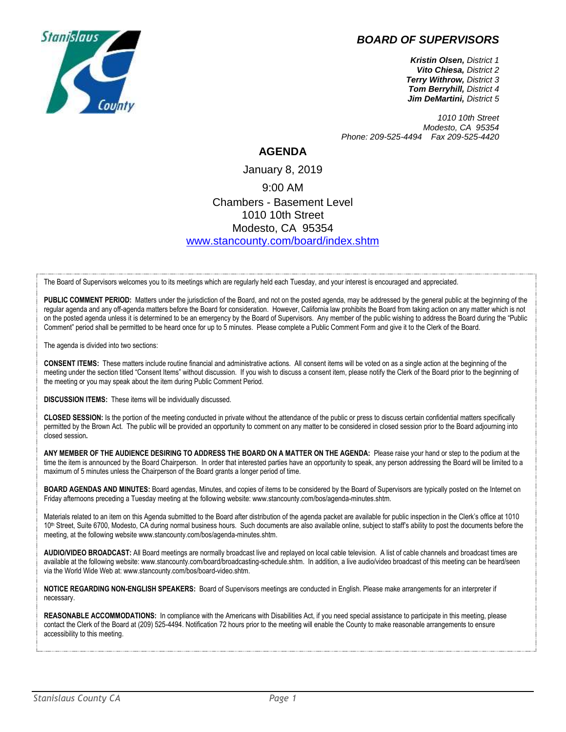# BOARD OF SUPERVISORS

***Kristin Olsen,*** *District 1*
***Vito Chiesa,*** *District 2*
***Terry Withrow,*** *District 3*
***Tom Berryhill,*** *District 4*
***Jim DeMartini,*** *District 5*

*1010 10th Street*
*Modesto, CA 95354*
*Phone: 209-525-4494 Fax 209-525-4420*

## AGENDA

January 8, 2019

9:00 AM

Chambers - Basement Level
1010 10th Street
Modesto, CA 95354
[www.stancounty.com/board/index.shtm](www.stancounty.com/board/index.shtm)

The Board of Supervisors welcomes you to its meetings which are regularly held each Tuesday, and your interest is encouraged and appreciated.

**PUBLIC COMMENT PERIOD:** Matters under the jurisdiction of the Board, and not on the posted agenda, may be addressed by the general public at the beginning of the regular agenda and any off-agenda matters before the Board for consideration. However, California law prohibits the Board from taking action on any matter which is not on the posted agenda unless it is determined to be an emergency by the Board of Supervisors. Any member of the public wishing to address the Board during the "Public Comment" period shall be permitted to be heard once for up to 5 minutes. Please complete a Public Comment Form and give it to the Clerk of the Board.

The agenda is divided into two sections:

**CONSENT ITEMS:** These matters include routine financial and administrative actions. All consent items will be voted on as a single action at the beginning of the meeting under the section titled "Consent Items" without discussion. If you wish to discuss a consent item, please notify the Clerk of the Board prior to the beginning of the meeting or you may speak about the item during Public Comment Period.

**DISCUSSION ITEMS:** These items will be individually discussed.

**CLOSED SESSION:** Is the portion of the meeting conducted in private without the attendance of the public or press to discuss certain confidential matters specifically permitted by the Brown Act. The public will be provided an opportunity to comment on any matter to be considered in closed session prior to the Board adjourning into closed session**.**

**ANY MEMBER OF THE AUDIENCE DESIRING TO ADDRESS THE BOARD ON A MATTER ON THE AGENDA:** Please raise your hand or step to the podium at the time the item is announced by the Board Chairperson. In order that interested parties have an opportunity to speak, any person addressing the Board will be limited to a maximum of 5 minutes unless the Chairperson of the Board grants a longer period of time.

**BOARD AGENDAS AND MINUTES:** Board agendas, Minutes, and copies of items to be considered by the Board of Supervisors are typically posted on the Internet on Friday afternoons preceding a Tuesday meeting at the following website: www.stancounty.com/bos/agenda-minutes.shtm.

Materials related to an item on this Agenda submitted to the Board after distribution of the agenda packet are available for public inspection in the Clerk's office at 1010 10th Street, Suite 6700, Modesto, CA during normal business hours. Such documents are also available online, subject to staff's ability to post the documents before the meeting, at the following website www.stancounty.com/bos/agenda-minutes.shtm.

**AUDIO/VIDEO BROADCAST:** All Board meetings are normally broadcast live and replayed on local cable television. A list of cable channels and broadcast times are available at the following website: www.stancounty.com/board/broadcasting-schedule.shtm. In addition, a live audio/video broadcast of this meeting can be heard/seen via the World Wide Web at: www.stancounty.com/bos/board-video.shtm.

**NOTICE REGARDING NON-ENGLISH SPEAKERS:** Board of Supervisors meetings are conducted in English. Please make arrangements for an interpreter if necessary.

**REASONABLE ACCOMMODATIONS:** In compliance with the Americans with Disabilities Act, if you need special assistance to participate in this meeting, please contact the Clerk of the Board at (209) 525-4494. Notification 72 hours prior to the meeting will enable the County to make reasonable arrangements to ensure accessibility to this meeting.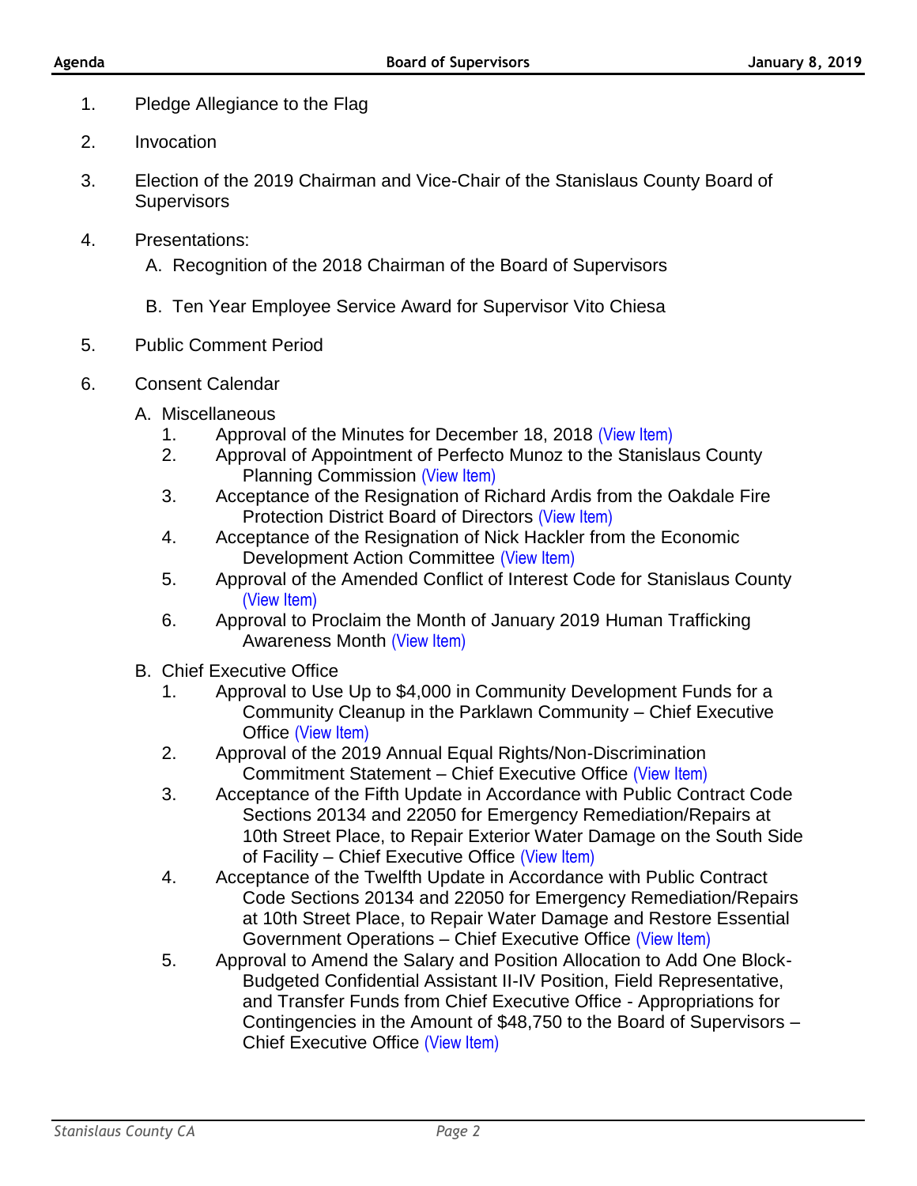1. Pledge Allegiance to the Flag
2. Invocation
3. Election of the 2019 Chairman and Vice-Chair of the Stanislaus County Board of Supervisors
4. Presentations:
   A. Recognition of the 2018 Chairman of the Board of Supervisors

   B. Ten Year Employee Service Award for Supervisor Vito Chiesa
5. Public Comment Period
6. Consent Calendar

   A. Miscellaneous
      1. Approval of the Minutes for December 18, 2018 (View Item)
      2. Approval of Appointment of Perfecto Munoz to the Stanislaus County Planning Commission (View Item)
      3. Acceptance of the Resignation of Richard Ardis from the Oakdale Fire Protection District Board of Directors (View Item)
      4. Acceptance of the Resignation of Nick Hackler from the Economic Development Action Committee (View Item)
      5. Approval of the Amended Conflict of Interest Code for Stanislaus County (View Item)
      6. Approval to Proclaim the Month of January 2019 Human Trafficking Awareness Month (View Item)

   B. Chief Executive Office
      1. Approval to Use Up to $4,000 in Community Development Funds for a Community Cleanup in the Parklawn Community – Chief Executive Office (View Item)
      2. Approval of the 2019 Annual Equal Rights/Non-Discrimination Commitment Statement – Chief Executive Office (View Item)
      3. Acceptance of the Fifth Update in Accordance with Public Contract Code Sections 20134 and 22050 for Emergency Remediation/Repairs at 10th Street Place, to Repair Exterior Water Damage on the South Side of Facility – Chief Executive Office (View Item)
      4. Acceptance of the Twelfth Update in Accordance with Public Contract Code Sections 20134 and 22050 for Emergency Remediation/Repairs at 10th Street Place, to Repair Water Damage and Restore Essential Government Operations – Chief Executive Office (View Item)
      5. Approval to Amend the Salary and Position Allocation to Add One Block-Budgeted Confidential Assistant II-IV Position, Field Representative, and Transfer Funds from Chief Executive Office - Appropriations for Contingencies in the Amount of $48,750 to the Board of Supervisors – Chief Executive Office (View Item)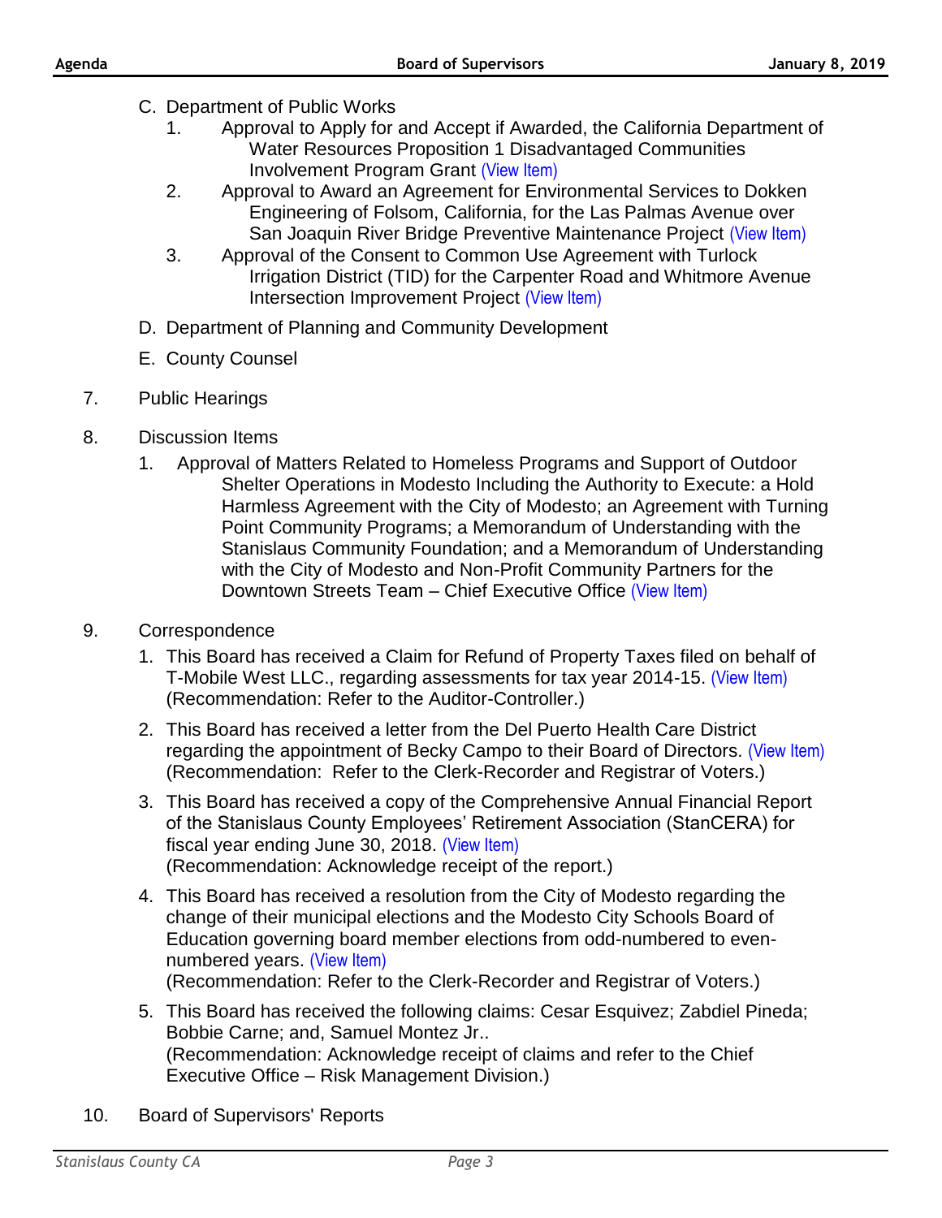C. Department of Public Works
   1. Approval to Apply for and Accept if Awarded, the California Department of Water Resources Proposition 1 Disadvantaged Communities Involvement Program Grant (View Item)
   2. Approval to Award an Agreement for Environmental Services to Dokken Engineering of Folsom, California, for the Las Palmas Avenue over San Joaquin River Bridge Preventive Maintenance Project (View Item)
   3. Approval of the Consent to Common Use Agreement with Turlock Irrigation District (TID) for the Carpenter Road and Whitmore Avenue Intersection Improvement Project (View Item)

D. Department of Planning and Community Development

E. County Counsel

7. Public Hearings

8. Discussion Items
   1. Approval of Matters Related to Homeless Programs and Support of Outdoor Shelter Operations in Modesto Including the Authority to Execute: a Hold Harmless Agreement with the City of Modesto; an Agreement with Turning Point Community Programs; a Memorandum of Understanding with the Stanislaus Community Foundation; and a Memorandum of Understanding with the City of Modesto and Non-Profit Community Partners for the Downtown Streets Team – Chief Executive Office (View Item)

9. Correspondence
   1. This Board has received a Claim for Refund of Property Taxes filed on behalf of T-Mobile West LLC., regarding assessments for tax year 2014-15. (View Item) (Recommendation: Refer to the Auditor-Controller.)
   2. This Board has received a letter from the Del Puerto Health Care District regarding the appointment of Becky Campo to their Board of Directors. (View Item) (Recommendation: Refer to the Clerk-Recorder and Registrar of Voters.)
   3. This Board has received a copy of the Comprehensive Annual Financial Report of the Stanislaus County Employees' Retirement Association (StanCERA) for fiscal year ending June 30, 2018. (View Item) (Recommendation: Acknowledge receipt of the report.)
   4. This Board has received a resolution from the City of Modesto regarding the change of their municipal elections and the Modesto City Schools Board of Education governing board member elections from odd-numbered to even-numbered years. (View Item) (Recommendation: Refer to the Clerk-Recorder and Registrar of Voters.)
   5. This Board has received the following claims: Cesar Esquivez; Zabdiel Pineda; Bobbie Carne; and, Samuel Montez Jr.. (Recommendation: Acknowledge receipt of claims and refer to the Chief Executive Office – Risk Management Division.)

10. Board of Supervisors' Reports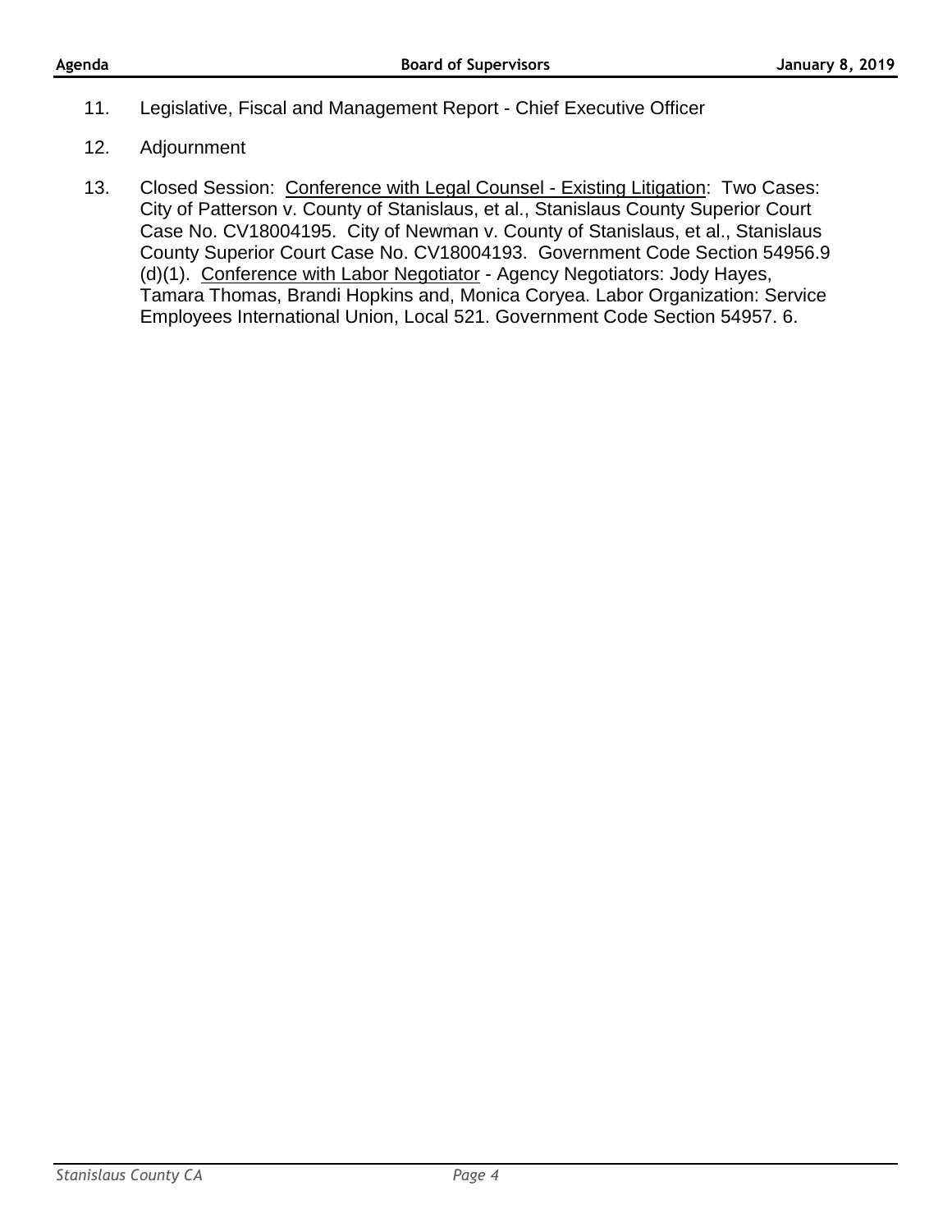11. Legislative, Fiscal and Management Report - Chief Executive Officer

12. Adjournment

13. Closed Session: Conference with Legal Counsel - Existing Litigation: Two Cases: City of Patterson v. County of Stanislaus, et al., Stanislaus County Superior Court Case No. CV18004195. City of Newman v. County of Stanislaus, et al., Stanislaus County Superior Court Case No. CV18004193. Government Code Section 54956.9 (d)(1). Conference with Labor Negotiator - Agency Negotiators: Jody Hayes, Tamara Thomas, Brandi Hopkins and, Monica Coryea. Labor Organization: Service Employees International Union, Local 521. Government Code Section 54957. 6.